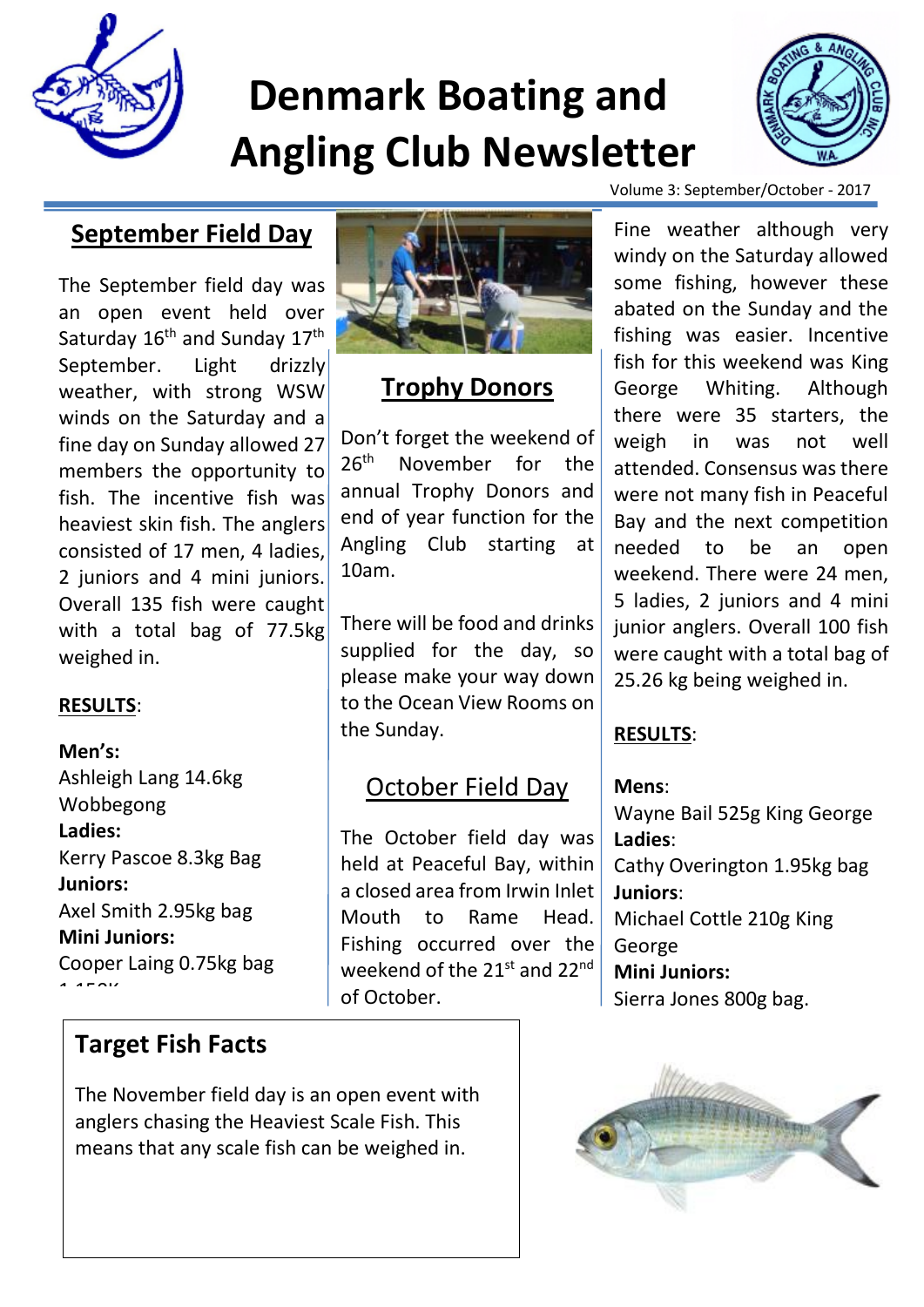# Denmark Boating and Angling Club Newsletter

Volume 3: September/October - 2017

## September Field Day

The September field day was an open event held over Saturday 16th and Sunday 17th September. Light drizzly weather, with strong WSW winds on the Saturday and a fine day on Sunday allowed 27 members the opportunity to fish. The incentive fish was heaviest skin fish. The anglers consisted of 17 men, 4 ladies, 2 juniors and 4 mini juniors. Overall 135 fish were caught with a total bag of 77.5kg weighed in.

**RESULTS**:

**Men's:**
Ashleigh Lang 14.6kg Wobbegong

**Ladies:**
Kerry Pascoe 8.3kg Bag

**Juniors:**
Axel Smith 2.95kg bag

**Mini Juniors:**
Cooper Laing 0.75kg bag

## Trophy Donors

Don't forget the weekend of 26th November for the annual Trophy Donors and end of year function for the Angling Club starting at 10am.

There will be food and drinks supplied for the day, so please make your way down to the Ocean View Rooms on the Sunday.

## October Field Day

The October field day was held at Peaceful Bay, within a closed area from Irwin Inlet Mouth to Rame Head. Fishing occurred over the weekend of the 21st and 22nd of October.

Fine weather although very windy on the Saturday allowed some fishing, however these abated on the Sunday and the fishing was easier. Incentive fish for this weekend was King George Whiting. Although there were 35 starters, the weigh in was not well attended. Consensus was there were not many fish in Peaceful Bay and the next competition needed to be an open weekend. There were 24 men, 5 ladies, 2 juniors and 4 mini junior anglers. Overall 100 fish were caught with a total bag of 25.26 kg being weighed in.

**RESULTS**:

**Mens**:
Wayne Bail 525g King George

**Ladies**:
Cathy Overington 1.95kg bag

**Juniors**:
Michael Cottle 210g King George

**Mini Juniors:**
Sierra Jones 800g bag.

## Target Fish Facts

The November field day is an open event with anglers chasing the Heaviest Scale Fish. This means that any scale fish can be weighed in.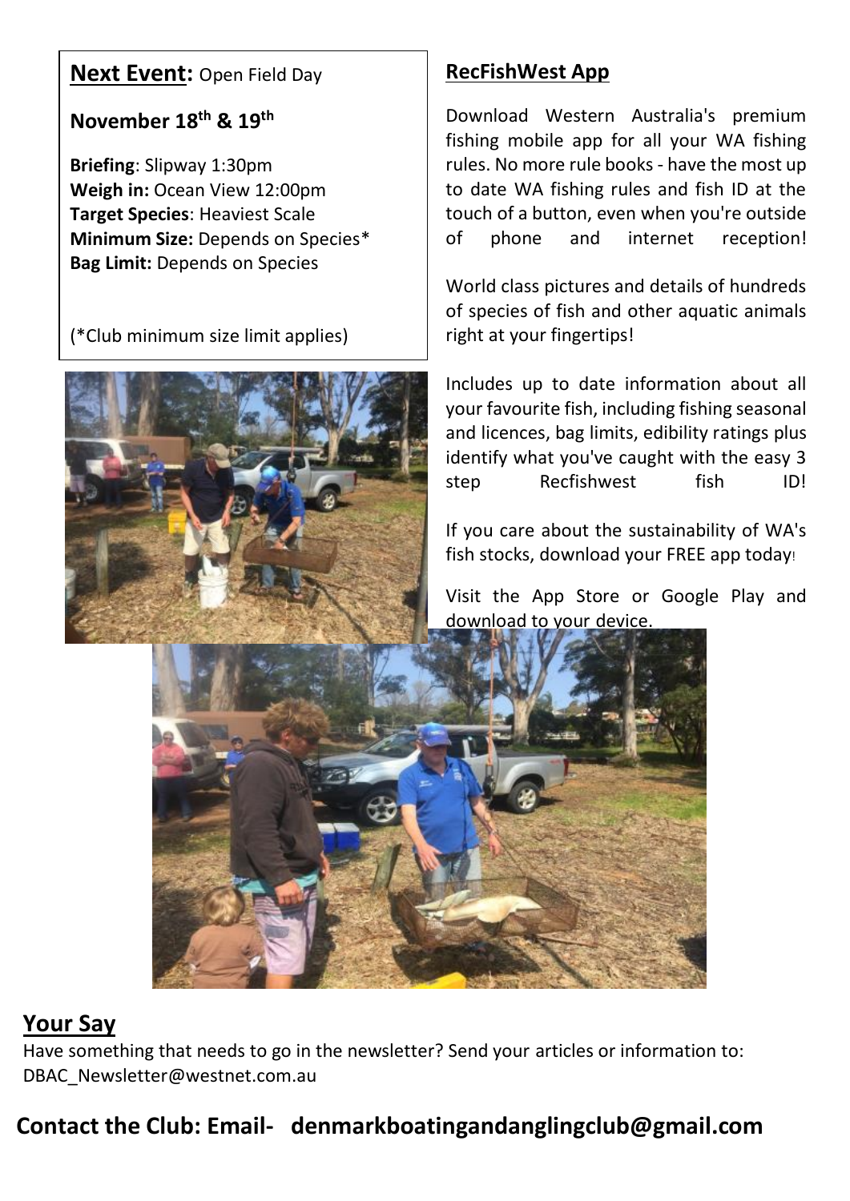**Next Event:** Open Field Day

**November 18th & 19th**

**Briefing**: Slipway 1:30pm
**Weigh in:** Ocean View 12:00pm
**Target Species**: Heaviest Scale
**Minimum Size:** Depends on Species*
**Bag Limit:** Depends on Species

(*Club minimum size limit applies)

## RecFishWest App

Download Western Australia's premium fishing mobile app for all your WA fishing rules. No more rule books - have the most up to date WA fishing rules and fish ID at the touch of a button, even when you're outside of phone and internet reception!

World class pictures and details of hundreds of species of fish and other aquatic animals right at your fingertips!

Includes up to date information about all your favourite fish, including fishing seasonal and licences, bag limits, edibility ratings plus identify what you've caught with the easy 3 step Recfishwest fish ID!

If you care about the sustainability of WA's fish stocks, download your FREE app today!

Visit the App Store or Google Play and download to your device.

## Your Say

Have something that needs to go in the newsletter? Send your articles or information to: DBAC_Newsletter@westnet.com.au

**Contact the Club: Email- denmarkboatingandanglingclub@gmail.com**